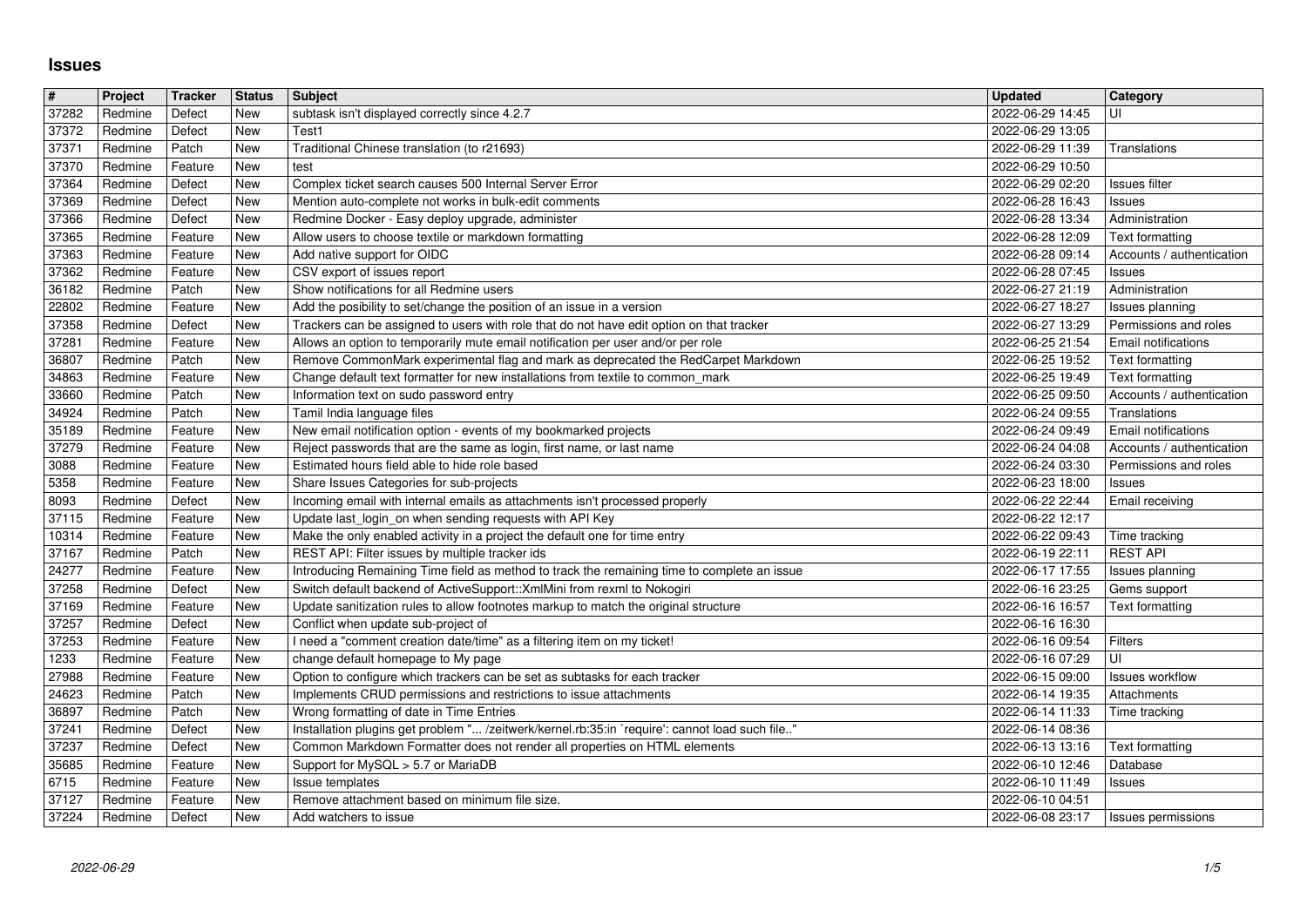# Issues

| # | Project | Tracker | Status | Subject | Updated | Category |
|---|---|---|---|---|---|---|
| 37282 | Redmine | Defect | New | subtask isn't displayed correctly since 4.2.7 | 2022-06-29 14:45 | UI |
| 37372 | Redmine | Defect | New | Test1 | 2022-06-29 13:05 | |
| 37371 | Redmine | Patch | New | Traditional Chinese translation (to r21693) | 2022-06-29 11:39 | Translations |
| 37370 | Redmine | Feature | New | test | 2022-06-29 10:50 | |
| 37364 | Redmine | Defect | New | Complex ticket search causes 500 Internal Server Error | 2022-06-29 02:20 | Issues filter |
| 37369 | Redmine | Defect | New | Mention auto-complete not works in bulk-edit comments | 2022-06-28 16:43 | Issues |
| 37366 | Redmine | Defect | New | Redmine Docker - Easy deploy upgrade, administer | 2022-06-28 13:34 | Administration |
| 37365 | Redmine | Feature | New | Allow users to choose textile or markdown formatting | 2022-06-28 12:09 | Text formatting |
| 37363 | Redmine | Feature | New | Add native support for OIDC | 2022-06-28 09:14 | Accounts / authentication |
| 37362 | Redmine | Feature | New | CSV export of issues report | 2022-06-28 07:45 | Issues |
| 36182 | Redmine | Patch | New | Show notifications for all Redmine users | 2022-06-27 21:19 | Administration |
| 22802 | Redmine | Feature | New | Add the posibility to set/change the position of an issue in a version | 2022-06-27 18:27 | Issues planning |
| 37358 | Redmine | Defect | New | Trackers can be assigned to users with role that do not have edit option on that tracker | 2022-06-27 13:29 | Permissions and roles |
| 37281 | Redmine | Feature | New | Allows an option to temporarily mute email notification per user and/or per role | 2022-06-25 21:54 | Email notifications |
| 36807 | Redmine | Patch | New | Remove CommonMark experimental flag and mark as deprecated the RedCarpet Markdown | 2022-06-25 19:52 | Text formatting |
| 34863 | Redmine | Feature | New | Change default text formatter for new installations from textile to common_mark | 2022-06-25 19:49 | Text formatting |
| 33660 | Redmine | Patch | New | Information text on sudo password entry | 2022-06-25 09:50 | Accounts / authentication |
| 34924 | Redmine | Patch | New | Tamil India language files | 2022-06-24 09:55 | Translations |
| 35189 | Redmine | Feature | New | New email notification option - events of my bookmarked projects | 2022-06-24 09:49 | Email notifications |
| 37279 | Redmine | Feature | New | Reject passwords that are the same as login, first name, or last name | 2022-06-24 04:08 | Accounts / authentication |
| 3088 | Redmine | Feature | New | Estimated hours field able to hide role based | 2022-06-24 03:30 | Permissions and roles |
| 5358 | Redmine | Feature | New | Share Issues Categories for sub-projects | 2022-06-23 18:00 | Issues |
| 8093 | Redmine | Defect | New | Incoming email with internal emails as attachments isn't processed properly | 2022-06-22 22:44 | Email receiving |
| 37115 | Redmine | Feature | New | Update last_login_on when sending requests with API Key | 2022-06-22 12:17 | |
| 10314 | Redmine | Feature | New | Make the only enabled activity in a project the default one for time entry | 2022-06-22 09:43 | Time tracking |
| 37167 | Redmine | Patch | New | REST API: Filter issues by multiple tracker ids | 2022-06-19 22:11 | REST API |
| 24277 | Redmine | Feature | New | Introducing Remaining Time field as method to track the remaining time to complete an issue | 2022-06-17 17:55 | Issues planning |
| 37258 | Redmine | Defect | New | Switch default backend of ActiveSupport::XmlMini from rexml to Nokogiri | 2022-06-16 23:25 | Gems support |
| 37169 | Redmine | Feature | New | Update sanitization rules to allow footnotes markup to match the original structure | 2022-06-16 16:57 | Text formatting |
| 37257 | Redmine | Defect | New | Conflict when update sub-project of | 2022-06-16 16:30 | |
| 37253 | Redmine | Feature | New | I need a "comment creation date/time" as a filtering item on my ticket! | 2022-06-16 09:54 | Filters |
| 1233 | Redmine | Feature | New | change default homepage to My page | 2022-06-16 07:29 | UI |
| 27988 | Redmine | Feature | New | Option to configure which trackers can be set as subtasks for each tracker | 2022-06-15 09:00 | Issues workflow |
| 24623 | Redmine | Patch | New | Implements CRUD permissions and restrictions to issue attachments | 2022-06-14 19:35 | Attachments |
| 36897 | Redmine | Patch | New | Wrong formatting of date in Time Entries | 2022-06-14 11:33 | Time tracking |
| 37241 | Redmine | Defect | New | Installation plugins get problem "... /zeitwerk/kernel.rb:35:in `require': cannot load such file.." | 2022-06-14 08:36 | |
| 37237 | Redmine | Defect | New | Common Markdown Formatter does not render all properties on HTML elements | 2022-06-13 13:16 | Text formatting |
| 35685 | Redmine | Feature | New | Support for MySQL > 5.7 or MariaDB | 2022-06-10 12:46 | Database |
| 6715 | Redmine | Feature | New | Issue templates | 2022-06-10 11:49 | Issues |
| 37127 | Redmine | Feature | New | Remove attachment based on minimum file size. | 2022-06-10 04:51 | |
| 37224 | Redmine | Defect | New | Add watchers to issue | 2022-06-08 23:17 | Issues permissions |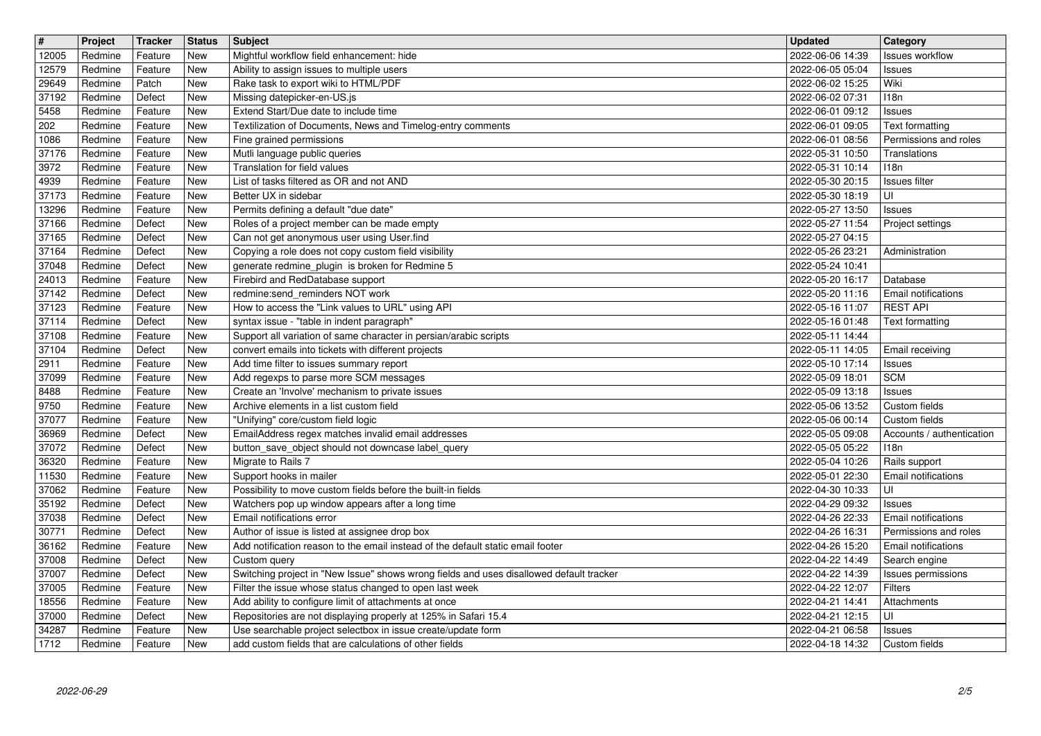| # | Project | Tracker | Status | Subject | Updated | Category |
| --- | --- | --- | --- | --- | --- | --- |
| 12005 | Redmine | Feature | New | Mightful workflow field enhancement: hide | 2022-06-06 14:39 | Issues workflow |
| 12579 | Redmine | Feature | New | Ability to assign issues to multiple users | 2022-06-05 05:04 | Issues |
| 29649 | Redmine | Patch | New | Rake task to export wiki to HTML/PDF | 2022-06-02 15:25 | Wiki |
| 37192 | Redmine | Defect | New | Missing datepicker-en-US.js | 2022-06-02 07:31 | I18n |
| 5458 | Redmine | Feature | New | Extend Start/Due date to include time | 2022-06-01 09:12 | Issues |
| 202 | Redmine | Feature | New | Textilization of Documents, News and Timelog-entry comments | 2022-06-01 09:05 | Text formatting |
| 1086 | Redmine | Feature | New | Fine grained permissions | 2022-06-01 08:56 | Permissions and roles |
| 37176 | Redmine | Feature | New | Mutli language public queries | 2022-05-31 10:50 | Translations |
| 3972 | Redmine | Feature | New | Translation for field values | 2022-05-31 10:14 | I18n |
| 4939 | Redmine | Feature | New | List of tasks filtered as OR and not AND | 2022-05-30 20:15 | Issues filter |
| 37173 | Redmine | Feature | New | Better UX in sidebar | 2022-05-30 18:19 | UI |
| 13296 | Redmine | Feature | New | Permits defining a default "due date" | 2022-05-27 13:50 | Issues |
| 37166 | Redmine | Defect | New | Roles of a project member can be made empty | 2022-05-27 11:54 | Project settings |
| 37165 | Redmine | Defect | New | Can not get anonymous user using User.find | 2022-05-27 04:15 | |
| 37164 | Redmine | Defect | New | Copying a role does not copy custom field visibility | 2022-05-26 23:21 | Administration |
| 37048 | Redmine | Defect | New | generate redmine_plugin is broken for Redmine 5 | 2022-05-24 10:41 | |
| 24013 | Redmine | Feature | New | Firebird and RedDatabase support | 2022-05-20 16:17 | Database |
| 37142 | Redmine | Defect | New | redmine:send_reminders NOT work | 2022-05-20 11:16 | Email notifications |
| 37123 | Redmine | Feature | New | How to access the "Link values to URL" using API | 2022-05-16 11:07 | REST API |
| 37114 | Redmine | Defect | New | syntax issue - "table in indent paragraph" | 2022-05-16 01:48 | Text formatting |
| 37108 | Redmine | Feature | New | Support all variation of same character in persian/arabic scripts | 2022-05-11 14:44 | |
| 37104 | Redmine | Defect | New | convert emails into tickets with different projects | 2022-05-11 14:05 | Email receiving |
| 2911 | Redmine | Feature | New | Add time filter to issues summary report | 2022-05-10 17:14 | Issues |
| 37099 | Redmine | Feature | New | Add regexps to parse more SCM messages | 2022-05-09 18:01 | SCM |
| 8488 | Redmine | Feature | New | Create an 'Involve' mechanism to private issues | 2022-05-09 13:18 | Issues |
| 9750 | Redmine | Feature | New | Archive elements in a list custom field | 2022-05-06 13:52 | Custom fields |
| 37077 | Redmine | Feature | New | "Unifying" core/custom field logic | 2022-05-06 00:14 | Custom fields |
| 36969 | Redmine | Defect | New | EmailAddress regex matches invalid email addresses | 2022-05-05 09:08 | Accounts / authentication |
| 37072 | Redmine | Defect | New | button_save_object should not downcase label_query | 2022-05-05 05:22 | I18n |
| 36320 | Redmine | Feature | New | Migrate to Rails 7 | 2022-05-04 10:26 | Rails support |
| 11530 | Redmine | Feature | New | Support hooks in mailer | 2022-05-01 22:30 | Email notifications |
| 37062 | Redmine | Feature | New | Possibility to move custom fields before the built-in fields | 2022-04-30 10:33 | UI |
| 35192 | Redmine | Defect | New | Watchers pop up window appears after a long time | 2022-04-29 09:32 | Issues |
| 37038 | Redmine | Defect | New | Email notifications error | 2022-04-26 22:33 | Email notifications |
| 30771 | Redmine | Defect | New | Author of issue is listed at assignee drop box | 2022-04-26 16:31 | Permissions and roles |
| 36162 | Redmine | Feature | New | Add notification reason to the email instead of the default static email footer | 2022-04-26 15:20 | Email notifications |
| 37008 | Redmine | Defect | New | Custom query | 2022-04-22 14:49 | Search engine |
| 37007 | Redmine | Defect | New | Switching project in "New Issue" shows wrong fields and uses disallowed default tracker | 2022-04-22 14:39 | Issues permissions |
| 37005 | Redmine | Feature | New | Filter the issue whose status changed to open last week | 2022-04-22 12:07 | Filters |
| 18556 | Redmine | Feature | New | Add ability to configure limit of attachments at once | 2022-04-21 14:41 | Attachments |
| 37000 | Redmine | Defect | New | Repositories are not displaying properly at 125% in Safari 15.4 | 2022-04-21 12:15 | UI |
| 34287 | Redmine | Feature | New | Use searchable project selectbox in issue create/update form | 2022-04-21 06:58 | Issues |
| 1712 | Redmine | Feature | New | add custom fields that are calculations of other fields | 2022-04-18 14:32 | Custom fields |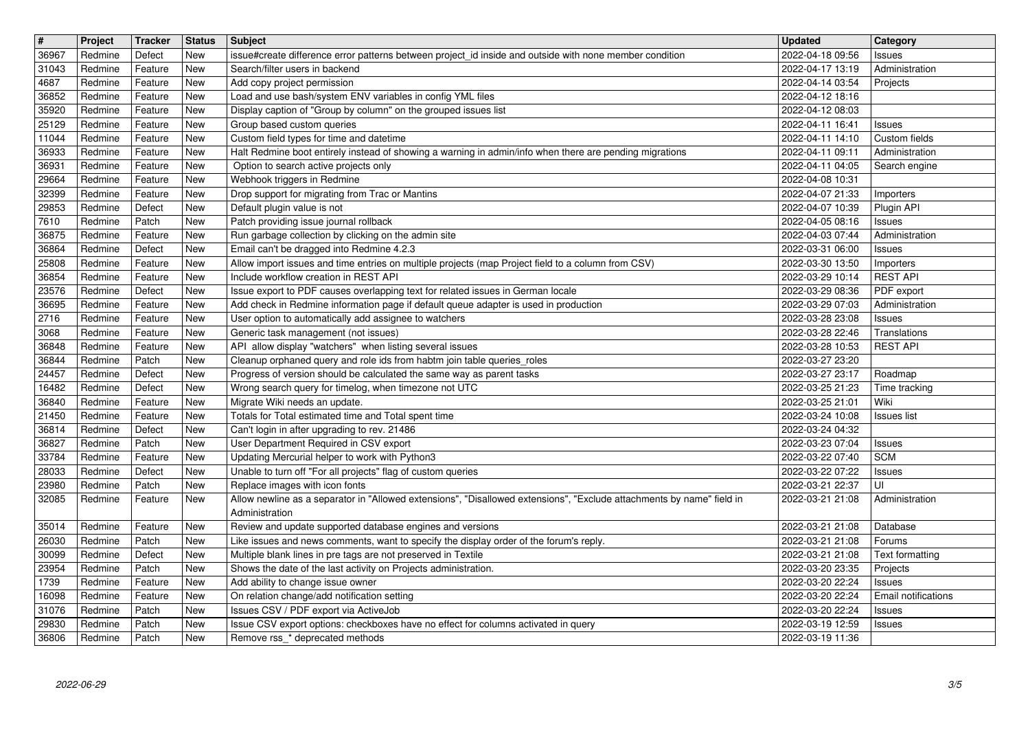| # | Project | Tracker | Status | Subject | Updated | Category |
|---|---|---|---|---|---|---|
| 36967 | Redmine | Defect | New | issue#create difference error patterns between project_id inside and outside with none member condition | 2022-04-18 09:56 | Issues |
| 31043 | Redmine | Feature | New | Search/filter users in backend | 2022-04-17 13:19 | Administration |
| 4687 | Redmine | Feature | New | Add copy project permission | 2022-04-14 03:54 | Projects |
| 36852 | Redmine | Feature | New | Load and use bash/system ENV variables in config YML files | 2022-04-12 18:16 | |
| 35920 | Redmine | Feature | New | Display caption of "Group by column" on the grouped issues list | 2022-04-12 08:03 | |
| 25129 | Redmine | Feature | New | Group based custom queries | 2022-04-11 16:41 | Issues |
| 11044 | Redmine | Feature | New | Custom field types for time and datetime | 2022-04-11 14:10 | Custom fields |
| 36933 | Redmine | Feature | New | Halt Redmine boot entirely instead of showing a warning in admin/info when there are pending migrations | 2022-04-11 09:11 | Administration |
| 36931 | Redmine | Feature | New | Option to search active projects only | 2022-04-11 04:05 | Search engine |
| 29664 | Redmine | Feature | New | Webhook triggers in Redmine | 2022-04-08 10:31 | |
| 32399 | Redmine | Feature | New | Drop support for migrating from Trac or Mantins | 2022-04-07 21:33 | Importers |
| 29853 | Redmine | Defect | New | Default plugin value is not | 2022-04-07 10:39 | Plugin API |
| 7610 | Redmine | Patch | New | Patch providing issue journal rollback | 2022-04-05 08:16 | Issues |
| 36875 | Redmine | Feature | New | Run garbage collection by clicking on the admin site | 2022-04-03 07:44 | Administration |
| 36864 | Redmine | Defect | New | Email can't be dragged into Redmine 4.2.3 | 2022-03-31 06:00 | Issues |
| 25808 | Redmine | Feature | New | Allow import issues and time entries on multiple projects (map Project field to a column from CSV) | 2022-03-30 13:50 | Importers |
| 36854 | Redmine | Feature | New | Include workflow creation in REST API | 2022-03-29 10:14 | REST API |
| 23576 | Redmine | Defect | New | Issue export to PDF causes overlapping text for related issues in German locale | 2022-03-29 08:36 | PDF export |
| 36695 | Redmine | Feature | New | Add check in Redmine information page if default queue adapter is used in production | 2022-03-29 07:03 | Administration |
| 2716 | Redmine | Feature | New | User option to automatically add assignee to watchers | 2022-03-28 23:08 | Issues |
| 3068 | Redmine | Feature | New | Generic task management (not issues) | 2022-03-28 22:46 | Translations |
| 36848 | Redmine | Feature | New | API allow display "watchers" when listing several issues | 2022-03-28 10:53 | REST API |
| 36844 | Redmine | Patch | New | Cleanup orphaned query and role ids from habtm join table queries_roles | 2022-03-27 23:20 | |
| 24457 | Redmine | Defect | New | Progress of version should be calculated the same way as parent tasks | 2022-03-27 23:17 | Roadmap |
| 16482 | Redmine | Defect | New | Wrong search query for timelog, when timezone not UTC | 2022-03-25 21:23 | Time tracking |
| 36840 | Redmine | Feature | New | Migrate Wiki needs an update. | 2022-03-25 21:01 | Wiki |
| 21450 | Redmine | Feature | New | Totals for Total estimated time and Total spent time | 2022-03-24 10:08 | Issues list |
| 36814 | Redmine | Defect | New | Can't login in after upgrading to rev. 21486 | 2022-03-24 04:32 | |
| 36827 | Redmine | Patch | New | User Department Required in CSV export | 2022-03-23 07:04 | Issues |
| 33784 | Redmine | Feature | New | Updating Mercurial helper to work with Python3 | 2022-03-22 07:40 | SCM |
| 28033 | Redmine | Defect | New | Unable to turn off "For all projects" flag of custom queries | 2022-03-22 07:22 | Issues |
| 23980 | Redmine | Patch | New | Replace images with icon fonts | 2022-03-21 22:37 | UI |
| 32085 | Redmine | Feature | New | Allow newline as a separator in "Allowed extensions", "Disallowed extensions", "Exclude attachments by name" field in Administration | 2022-03-21 21:08 | Administration |
| 35014 | Redmine | Feature | New | Review and update supported database engines and versions | 2022-03-21 21:08 | Database |
| 26030 | Redmine | Patch | New | Like issues and news comments, want to specify the display order of the forum's reply. | 2022-03-21 21:08 | Forums |
| 30099 | Redmine | Defect | New | Multiple blank lines in pre tags are not preserved in Textile | 2022-03-21 21:08 | Text formatting |
| 23954 | Redmine | Patch | New | Shows the date of the last activity on Projects administration. | 2022-03-20 23:35 | Projects |
| 1739 | Redmine | Feature | New | Add ability to change issue owner | 2022-03-20 22:24 | Issues |
| 16098 | Redmine | Feature | New | On relation change/add notification setting | 2022-03-20 22:24 | Email notifications |
| 31076 | Redmine | Patch | New | Issues CSV / PDF export via ActiveJob | 2022-03-20 22:24 | Issues |
| 29830 | Redmine | Patch | New | Issue CSV export options: checkboxes have no effect for columns activated in query | 2022-03-19 12:59 | Issues |
| 36806 | Redmine | Patch | New | Remove rss_* deprecated methods | 2022-03-19 11:36 | |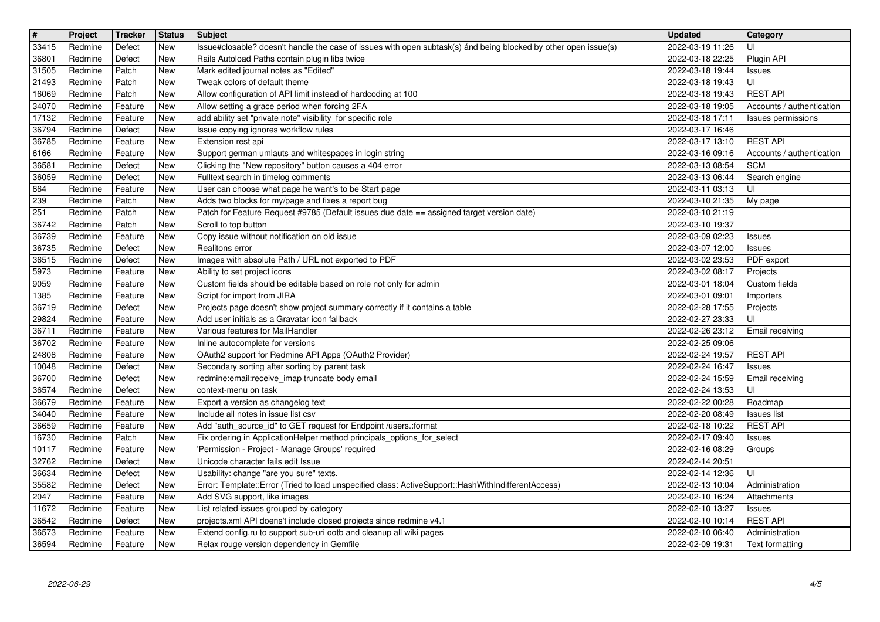| # | Project | Tracker | Status | Subject | Updated | Category |
|---|---|---|---|---|---|---|
| 33415 | Redmine | Defect | New | Issue#closable? doesn't handle the case of issues with open subtask(s) ánd being blocked by other open issue(s) | 2022-03-19 11:26 | UI |
| 36801 | Redmine | Defect | New | Rails Autoload Paths contain plugin libs twice | 2022-03-18 22:25 | Plugin API |
| 31505 | Redmine | Patch | New | Mark edited journal notes as "Edited" | 2022-03-18 19:44 | Issues |
| 21493 | Redmine | Patch | New | Tweak colors of default theme | 2022-03-18 19:43 | UI |
| 16069 | Redmine | Patch | New | Allow configuration of API limit instead of hardcoding at 100 | 2022-03-18 19:43 | REST API |
| 34070 | Redmine | Feature | New | Allow setting a grace period when forcing 2FA | 2022-03-18 19:05 | Accounts / authentication |
| 17132 | Redmine | Feature | New | add ability set "private note" visibility for specific role | 2022-03-18 17:11 | Issues permissions |
| 36794 | Redmine | Defect | New | Issue copying ignores workflow rules | 2022-03-17 16:46 | |
| 36785 | Redmine | Feature | New | Extension rest api | 2022-03-17 13:10 | REST API |
| 6166 | Redmine | Feature | New | Support german umlauts and whitespaces in login string | 2022-03-16 09:16 | Accounts / authentication |
| 36581 | Redmine | Defect | New | Clicking the "New repository" button causes a 404 error | 2022-03-13 08:54 | SCM |
| 36059 | Redmine | Defect | New | Fulltext search in timelog comments | 2022-03-13 06:44 | Search engine |
| 664 | Redmine | Feature | New | User can choose what page he want's to be Start page | 2022-03-11 03:13 | UI |
| 239 | Redmine | Patch | New | Adds two blocks for my/page and fixes a report bug | 2022-03-10 21:35 | My page |
| 251 | Redmine | Patch | New | Patch for Feature Request #9785 (Default issues due date == assigned target version date) | 2022-03-10 21:19 | |
| 36742 | Redmine | Patch | New | Scroll to top button | 2022-03-10 19:37 | |
| 36739 | Redmine | Feature | New | Copy issue without notification on old issue | 2022-03-09 02:23 | Issues |
| 36735 | Redmine | Defect | New | Realitons error | 2022-03-07 12:00 | Issues |
| 36515 | Redmine | Defect | New | Images with absolute Path / URL not exported to PDF | 2022-03-02 23:53 | PDF export |
| 5973 | Redmine | Feature | New | Ability to set project icons | 2022-03-02 08:17 | Projects |
| 9059 | Redmine | Feature | New | Custom fields should be editable based on role not only for admin | 2022-03-01 18:04 | Custom fields |
| 1385 | Redmine | Feature | New | Script for import from JIRA | 2022-03-01 09:01 | Importers |
| 36719 | Redmine | Defect | New | Projects page doesn't show project summary correctly if it contains a table | 2022-02-28 17:55 | Projects |
| 29824 | Redmine | Feature | New | Add user initials as a Gravatar icon fallback | 2022-02-27 23:33 | UI |
| 36711 | Redmine | Feature | New | Various features for MailHandler | 2022-02-26 23:12 | Email receiving |
| 36702 | Redmine | Feature | New | Inline autocomplete for versions | 2022-02-25 09:06 | |
| 24808 | Redmine | Feature | New | OAuth2 support for Redmine API Apps (OAuth2 Provider) | 2022-02-24 19:57 | REST API |
| 10048 | Redmine | Defect | New | Secondary sorting after sorting by parent task | 2022-02-24 16:47 | Issues |
| 36700 | Redmine | Defect | New | redmine:email:receive_imap truncate body email | 2022-02-24 15:59 | Email receiving |
| 36574 | Redmine | Defect | New | context-menu on task | 2022-02-24 13:53 | UI |
| 36679 | Redmine | Feature | New | Export a version as changelog text | 2022-02-22 00:28 | Roadmap |
| 34040 | Redmine | Feature | New | Include all notes in issue list csv | 2022-02-20 08:49 | Issues list |
| 36659 | Redmine | Feature | New | Add "auth_source_id" to GET request for Endpoint /users.:format | 2022-02-18 10:22 | REST API |
| 16730 | Redmine | Patch | New | Fix ordering in ApplicationHelper method principals_options_for_select | 2022-02-17 09:40 | Issues |
| 10117 | Redmine | Feature | New | 'Permission - Project - Manage Groups' required | 2022-02-16 08:29 | Groups |
| 32762 | Redmine | Defect | New | Unicode character fails edit Issue | 2022-02-14 20:51 | |
| 36634 | Redmine | Defect | New | Usability: change "are you sure" texts. | 2022-02-14 12:36 | UI |
| 35582 | Redmine | Defect | New | Error: Template::Error (Tried to load unspecified class: ActiveSupport::HashWithIndifferentAccess) | 2022-02-13 10:04 | Administration |
| 2047 | Redmine | Feature | New | Add SVG support, like images | 2022-02-10 16:24 | Attachments |
| 11672 | Redmine | Feature | New | List related issues grouped by category | 2022-02-10 13:27 | Issues |
| 36542 | Redmine | Defect | New | projects.xml API doens't include closed projects since redmine v4.1 | 2022-02-10 10:14 | REST API |
| 36573 | Redmine | Feature | New | Extend config.ru to support sub-uri ootb and cleanup all wiki pages | 2022-02-10 06:40 | Administration |
| 36594 | Redmine | Feature | New | Relax rouge version dependency in Gemfile | 2022-02-09 19:31 | Text formatting |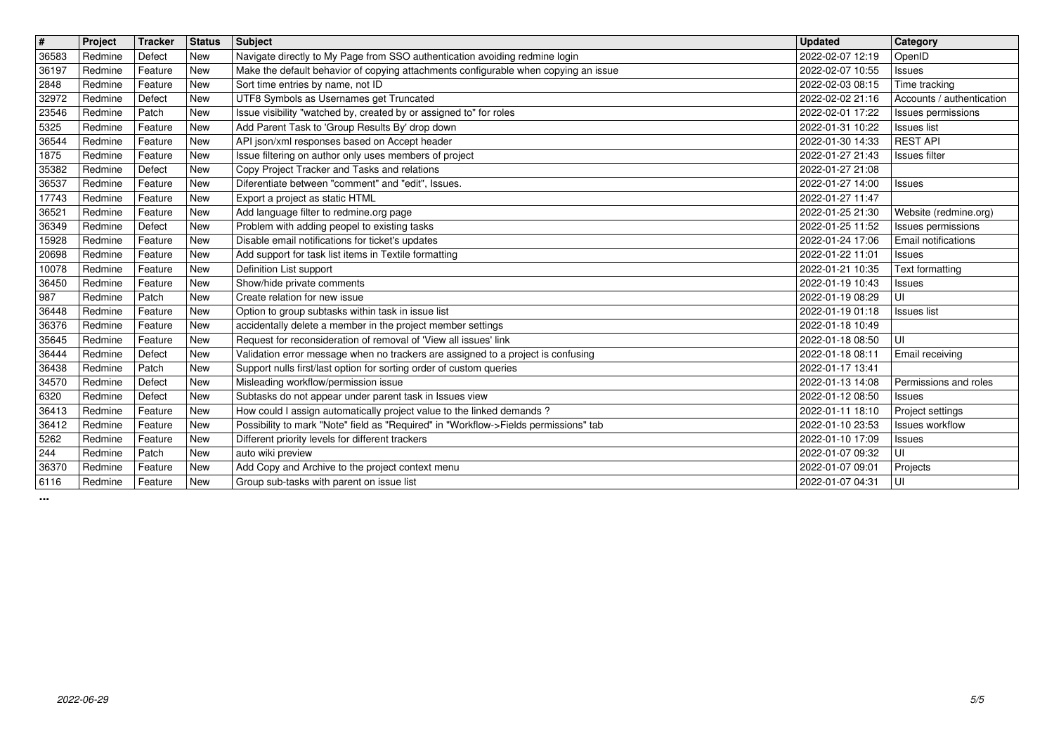| # | Project | Tracker | Status | Subject | Updated | Category |
| --- | --- | --- | --- | --- | --- | --- |
| 36583 | Redmine | Defect | New | Navigate directly to My Page from SSO authentication avoiding redmine login | 2022-02-07 12:19 | OpenID |
| 36197 | Redmine | Feature | New | Make the default behavior of copying attachments configurable when copying an issue | 2022-02-07 10:55 | Issues |
| 2848 | Redmine | Feature | New | Sort time entries by name, not ID | 2022-02-03 08:15 | Time tracking |
| 32972 | Redmine | Defect | New | UTF8 Symbols as Usernames get Truncated | 2022-02-02 21:16 | Accounts / authentication |
| 23546 | Redmine | Patch | New | Issue visibility "watched by, created by or assigned to" for roles | 2022-02-01 17:22 | Issues permissions |
| 5325 | Redmine | Feature | New | Add Parent Task to 'Group Results By' drop down | 2022-01-31 10:22 | Issues list |
| 36544 | Redmine | Feature | New | API json/xml responses based on Accept header | 2022-01-30 14:33 | REST API |
| 1875 | Redmine | Feature | New | Issue filtering on author only uses members of project | 2022-01-27 21:43 | Issues filter |
| 35382 | Redmine | Defect | New | Copy Project Tracker and Tasks and relations | 2022-01-27 21:08 | |
| 36537 | Redmine | Feature | New | Diferentiate between "comment" and "edit", Issues. | 2022-01-27 14:00 | Issues |
| 17743 | Redmine | Feature | New | Export a project as static HTML | 2022-01-27 11:47 | |
| 36521 | Redmine | Feature | New | Add language filter to redmine.org page | 2022-01-25 21:30 | Website (redmine.org) |
| 36349 | Redmine | Defect | New | Problem with adding peopel to existing tasks | 2022-01-25 11:52 | Issues permissions |
| 15928 | Redmine | Feature | New | Disable email notifications for ticket's updates | 2022-01-24 17:06 | Email notifications |
| 20698 | Redmine | Feature | New | Add support for task list items in Textile formatting | 2022-01-22 11:01 | Issues |
| 10078 | Redmine | Feature | New | Definition List support | 2022-01-21 10:35 | Text formatting |
| 36450 | Redmine | Feature | New | Show/hide private comments | 2022-01-19 10:43 | Issues |
| 987 | Redmine | Patch | New | Create relation for new issue | 2022-01-19 08:29 | UI |
| 36448 | Redmine | Feature | New | Option to group subtasks within task in issue list | 2022-01-19 01:18 | Issues list |
| 36376 | Redmine | Feature | New | accidentally delete a member in the project member settings | 2022-01-18 10:49 | |
| 35645 | Redmine | Feature | New | Request for reconsideration of removal of 'View all issues' link | 2022-01-18 08:50 | UI |
| 36444 | Redmine | Defect | New | Validation error message when no trackers are assigned to a project is confusing | 2022-01-18 08:11 | Email receiving |
| 36438 | Redmine | Patch | New | Support nulls first/last option for sorting order of custom queries | 2022-01-17 13:41 | |
| 34570 | Redmine | Defect | New | Misleading workflow/permission issue | 2022-01-13 14:08 | Permissions and roles |
| 6320 | Redmine | Defect | New | Subtasks do not appear under parent task in Issues view | 2022-01-12 08:50 | Issues |
| 36413 | Redmine | Feature | New | How could I assign automatically project value to the linked demands ? | 2022-01-11 18:10 | Project settings |
| 36412 | Redmine | Feature | New | Possibility to mark "Note" field as "Required" in "Workflow->Fields permissions" tab | 2022-01-10 23:53 | Issues workflow |
| 5262 | Redmine | Feature | New | Different priority levels for different trackers | 2022-01-10 17:09 | Issues |
| 244 | Redmine | Patch | New | auto wiki preview | 2022-01-07 09:32 | UI |
| 36370 | Redmine | Feature | New | Add Copy and Archive to the project context menu | 2022-01-07 09:01 | Projects |
| 6116 | Redmine | Feature | New | Group sub-tasks with parent on issue list | 2022-01-07 04:31 | UI |

...